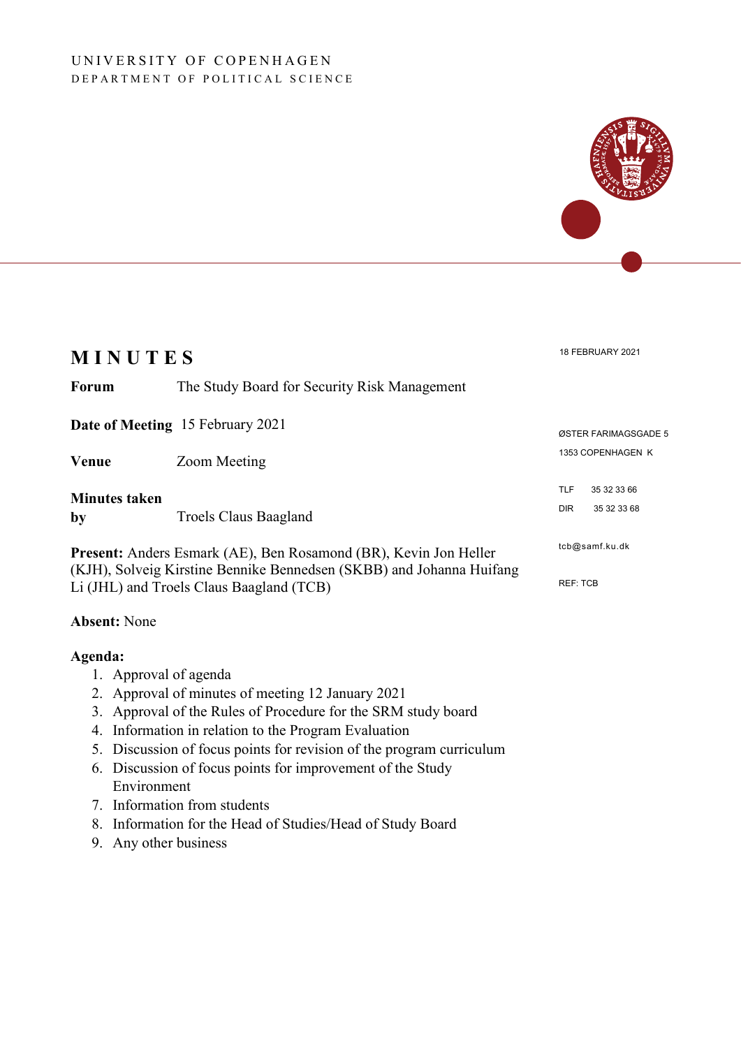UNIVERSITY OF COPENHAGEN
DEPARTMENT OF POLITICAL SCIENCE

# MINUTES

18 FEBRUARY 2021

**Forum** The Study Board for Security Risk Management

**Date of Meeting** 15 February 2021

**Venue** Zoom Meeting

**Minutes taken by** Troels Claus Baagland

ØSTER FARIMAGSGADE 5
1353 COPENHAGEN K

TLF 35 32 33 66
DIR 35 32 33 68

tcb@samf.ku.dk

REF: TCB

**Present:** Anders Esmark (AE), Ben Rosamond (BR), Kevin Jon Heller (KJH), Solveig Kirstine Bennike Bennedsen (SKBB) and Johanna Huifang Li (JHL) and Troels Claus Baagland (TCB)

**Absent:** None

**Agenda:**

1. Approval of agenda
2. Approval of minutes of meeting 12 January 2021
3. Approval of the Rules of Procedure for the SRM study board
4. Information in relation to the Program Evaluation
5. Discussion of focus points for revision of the program curriculum
6. Discussion of focus points for improvement of the Study Environment
7. Information from students
8. Information for the Head of Studies/Head of Study Board
9. Any other business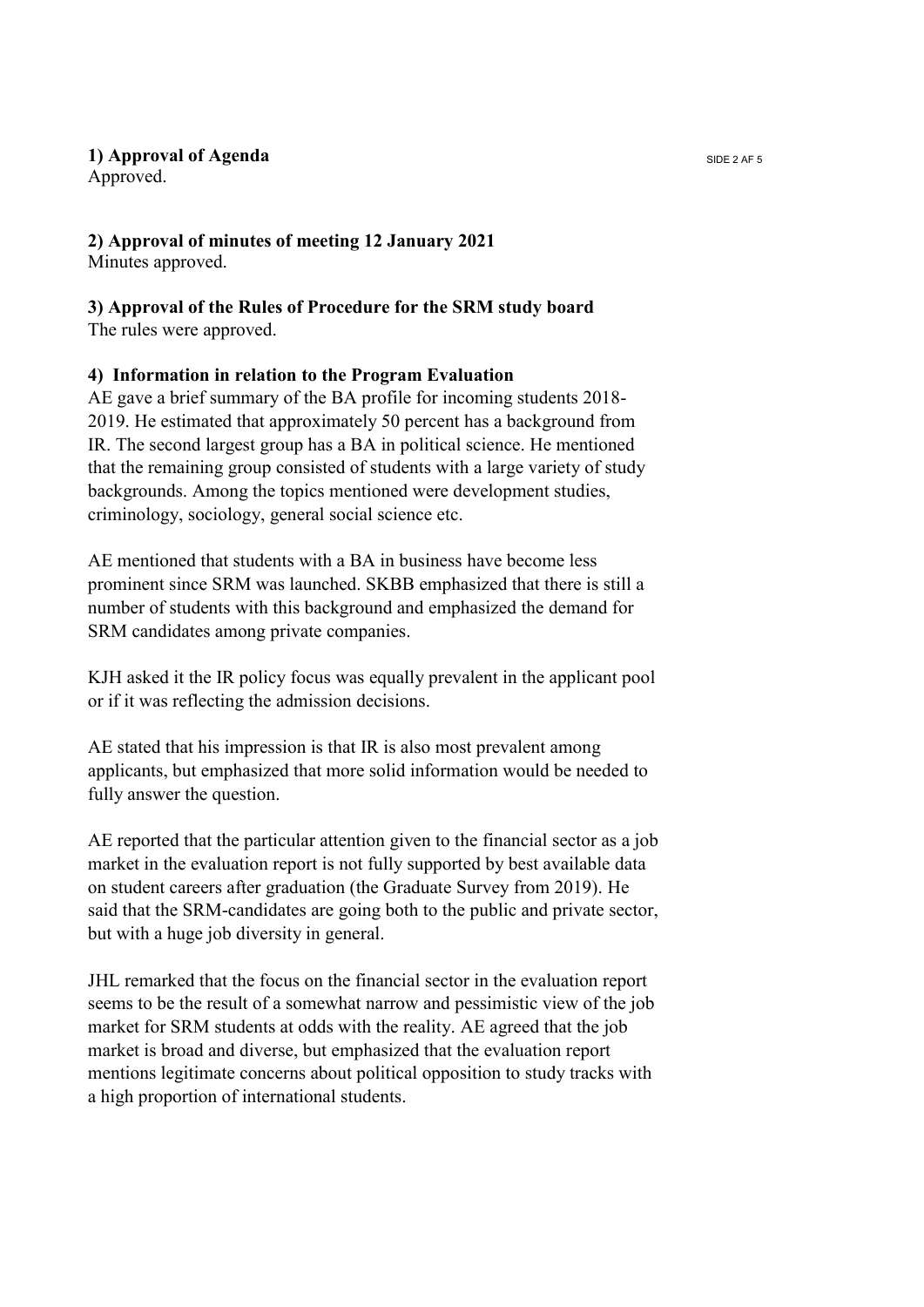**1) Approval of Agenda**
Approved.

**2) Approval of minutes of meeting 12 January 2021**
Minutes approved.

**3) Approval of the Rules of Procedure for the SRM study board**
The rules were approved.

**4) Information in relation to the Program Evaluation**
AE gave a brief summary of the BA profile for incoming students 2018-2019. He estimated that approximately 50 percent has a background from IR. The second largest group has a BA in political science. He mentioned that the remaining group consisted of students with a large variety of study backgrounds. Among the topics mentioned were development studies, criminology, sociology, general social science etc.

AE mentioned that students with a BA in business have become less prominent since SRM was launched. SKBB emphasized that there is still a number of students with this background and emphasized the demand for SRM candidates among private companies.

KJH asked it the IR policy focus was equally prevalent in the applicant pool or if it was reflecting the admission decisions.

AE stated that his impression is that IR is also most prevalent among applicants, but emphasized that more solid information would be needed to fully answer the question.

AE reported that the particular attention given to the financial sector as a job market in the evaluation report is not fully supported by best available data on student careers after graduation (the Graduate Survey from 2019). He said that the SRM-candidates are going both to the public and private sector, but with a huge job diversity in general.

JHL remarked that the focus on the financial sector in the evaluation report seems to be the result of a somewhat narrow and pessimistic view of the job market for SRM students at odds with the reality. AE agreed that the job market is broad and diverse, but emphasized that the evaluation report mentions legitimate concerns about political opposition to study tracks with a high proportion of international students.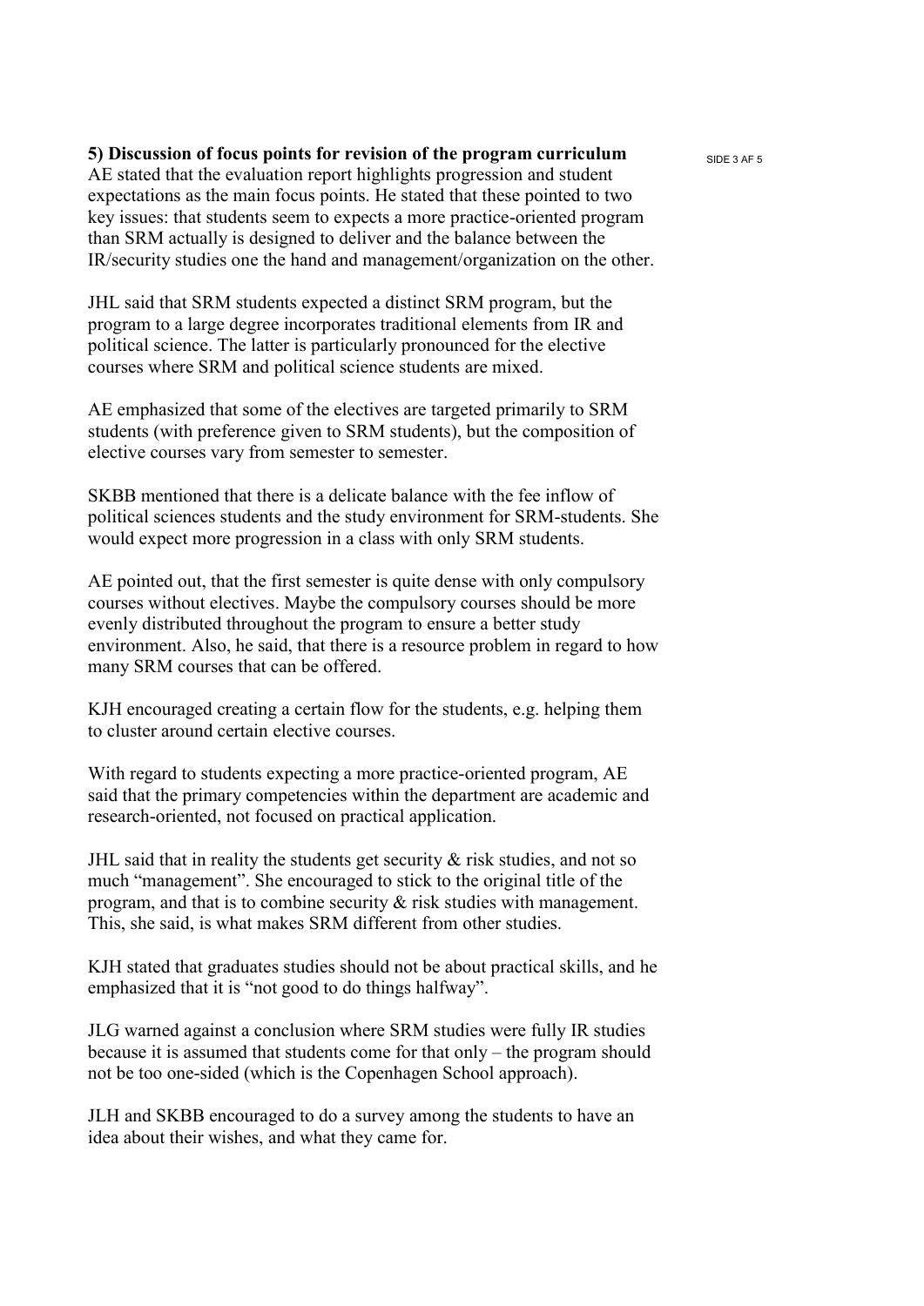**5) Discussion of focus points for revision of the program curriculum**

AE stated that the evaluation report highlights progression and student expectations as the main focus points. He stated that these pointed to two key issues: that students seem to expects a more practice-oriented program than SRM actually is designed to deliver and the balance between the IR/security studies one the hand and management/organization on the other.

JHL said that SRM students expected a distinct SRM program, but the program to a large degree incorporates traditional elements from IR and political science. The latter is particularly pronounced for the elective courses where SRM and political science students are mixed.

AE emphasized that some of the electives are targeted primarily to SRM students (with preference given to SRM students), but the composition of elective courses vary from semester to semester.

SKBB mentioned that there is a delicate balance with the fee inflow of political sciences students and the study environment for SRM-students. She would expect more progression in a class with only SRM students.

AE pointed out, that the first semester is quite dense with only compulsory courses without electives. Maybe the compulsory courses should be more evenly distributed throughout the program to ensure a better study environment. Also, he said, that there is a resource problem in regard to how many SRM courses that can be offered.

KJH encouraged creating a certain flow for the students, e.g. helping them to cluster around certain elective courses.

With regard to students expecting a more practice-oriented program, AE said that the primary competencies within the department are academic and research-oriented, not focused on practical application.

JHL said that in reality the students get security & risk studies, and not so much "management". She encouraged to stick to the original title of the program, and that is to combine security & risk studies with management. This, she said, is what makes SRM different from other studies.

KJH stated that graduates studies should not be about practical skills, and he emphasized that it is "not good to do things halfway".

JLG warned against a conclusion where SRM studies were fully IR studies because it is assumed that students come for that only – the program should not be too one-sided (which is the Copenhagen School approach).

JLH and SKBB encouraged to do a survey among the students to have an idea about their wishes, and what they came for.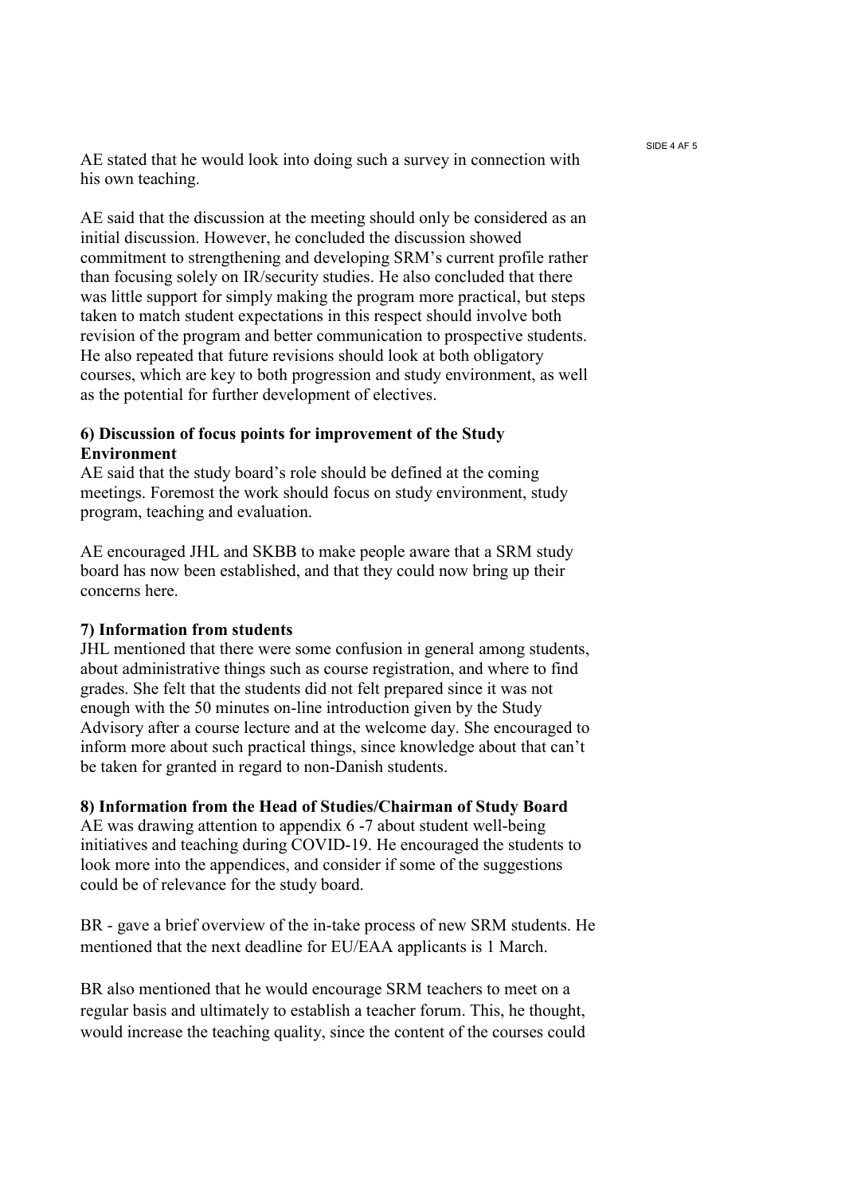AE stated that he would look into doing such a survey in connection with his own teaching.

AE said that the discussion at the meeting should only be considered as an initial discussion. However, he concluded the discussion showed commitment to strengthening and developing SRM's current profile rather than focusing solely on IR/security studies. He also concluded that there was little support for simply making the program more practical, but steps taken to match student expectations in this respect should involve both revision of the program and better communication to prospective students. He also repeated that future revisions should look at both obligatory courses, which are key to both progression and study environment, as well as the potential for further development of electives.

**6) Discussion of focus points for improvement of the Study Environment**

AE said that the study board's role should be defined at the coming meetings. Foremost the work should focus on study environment, study program, teaching and evaluation.

AE encouraged JHL and SKBB to make people aware that a SRM study board has now been established, and that they could now bring up their concerns here.

**7) Information from students**

JHL mentioned that there were some confusion in general among students, about administrative things such as course registration, and where to find grades. She felt that the students did not felt prepared since it was not enough with the 50 minutes on-line introduction given by the Study Advisory after a course lecture and at the welcome day. She encouraged to inform more about such practical things, since knowledge about that can't be taken for granted in regard to non-Danish students.

**8) Information from the Head of Studies/Chairman of Study Board**

AE was drawing attention to appendix 6 -7 about student well-being initiatives and teaching during COVID-19. He encouraged the students to look more into the appendices, and consider if some of the suggestions could be of relevance for the study board.

BR - gave a brief overview of the in-take process of new SRM students. He mentioned that the next deadline for EU/EAA applicants is 1 March.

BR also mentioned that he would encourage SRM teachers to meet on a regular basis and ultimately to establish a teacher forum. This, he thought, would increase the teaching quality, since the content of the courses could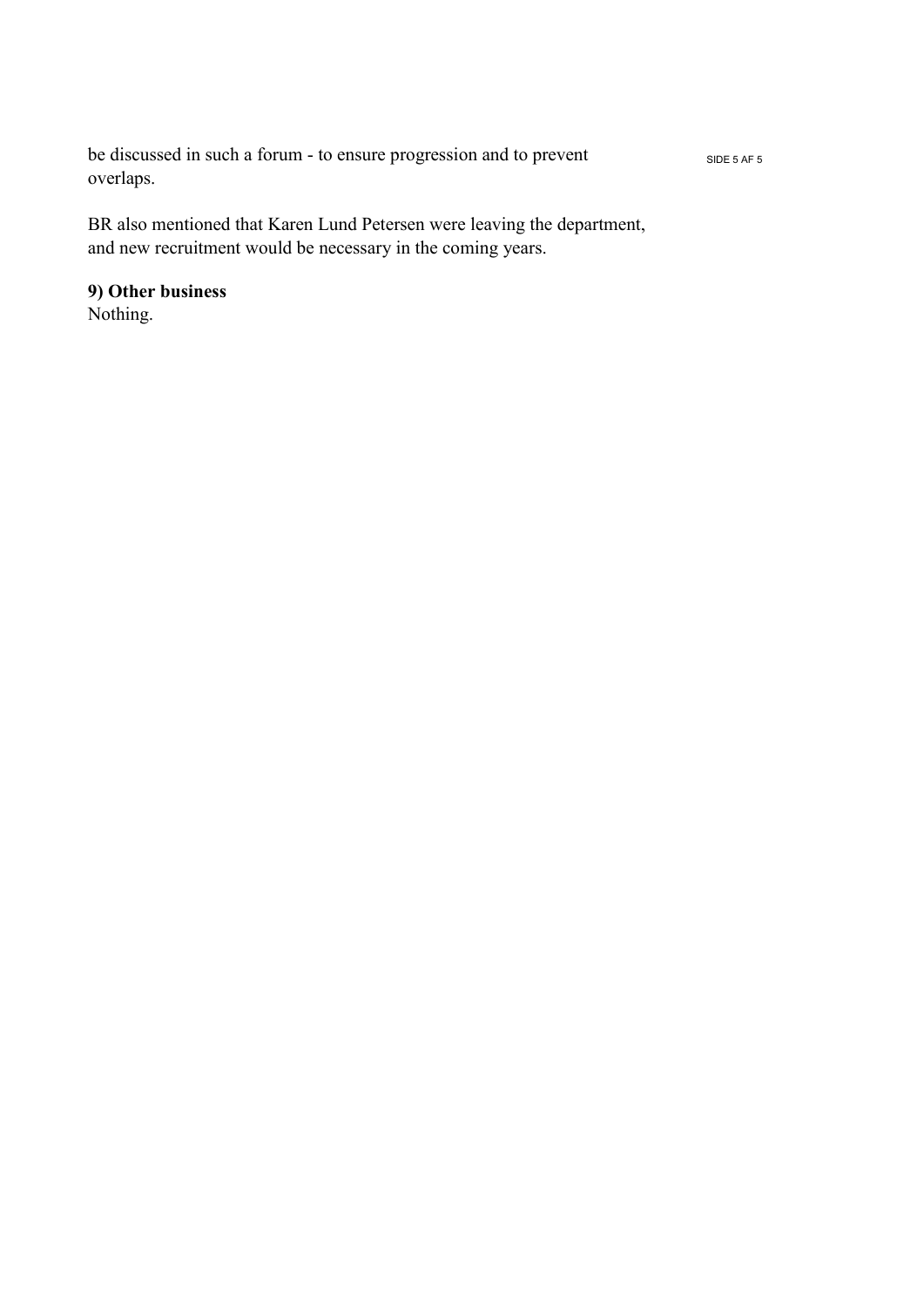be discussed in such a forum - to ensure progression and to prevent overlaps.

BR also mentioned that Karen Lund Petersen were leaving the department, and new recruitment would be necessary in the coming years.

**9) Other business**
Nothing.